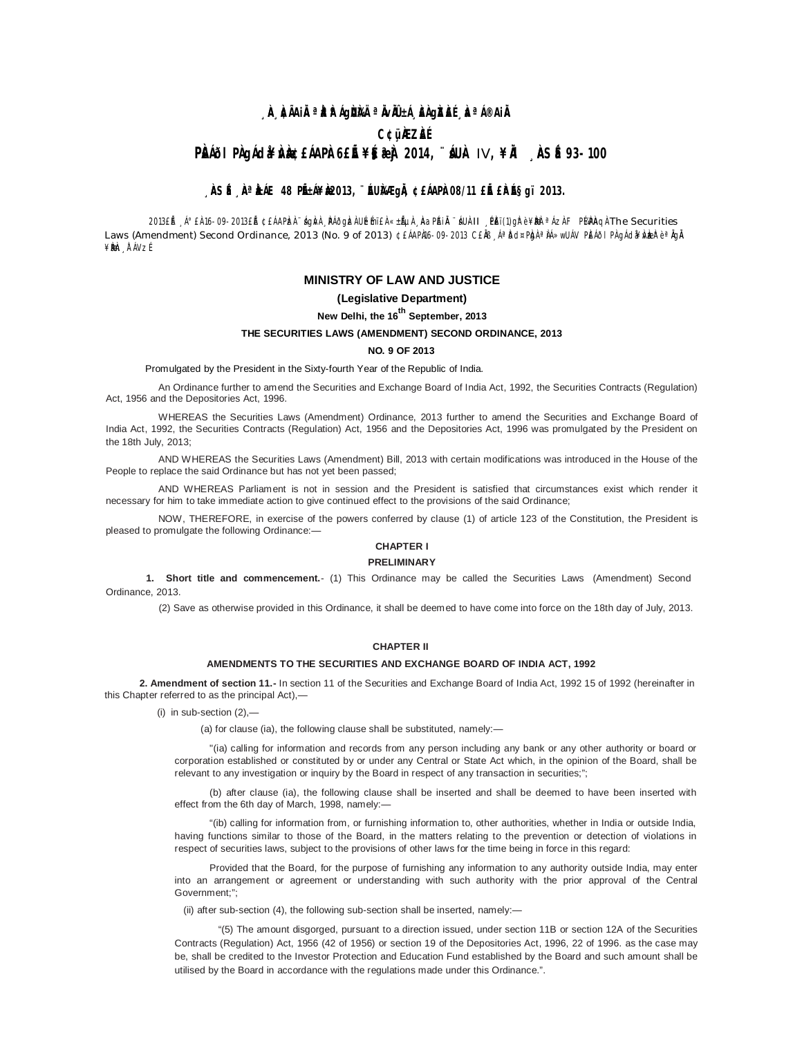# ¸ÀA¸ÀzÀAiÀÄ ªÀåªÀºÁgÀUÀ¼ÀÄ ªÀÄvÀÄÛ ±Á¸À£À gÀZÀ£É ¸ÀaªÁ®AiÀÄ

## C¢ü¸ÀÆZÀ£É

## PÀ£ÁðlPÀ gÁdå¥ÀvÀæ ¢£ÁAPÀ 6£Éà ¥sÉ§æªÀj 2014, ¨sÁUÀ IV, ¥ÀÄl ¸ÀASÉå 93-100

### ¸ÀASÉå ¸ÀAªÀå±ÁE 48 PÉñÁ¥Àæ 2013, ¨ÉAUÀ¼ÀÆgÀÄ, ¢£ÁAPÀ 08/11 £ÀªÉA§gï 2013.

2013£Éà ¸Á°£À 16-09-2013£Éà ¢£ÁAPÀzÀ ¨sÁgÀvÀ ¸ÀPÁðgÀzÀ UÉeÉmïß «±ÉõÀ ¸ÀAaPÉAiÀÄ ¨sÁUÀ II ¸ÉPÀë£ï (1) gÀ°è ¥ÀæPÀlªÁzÀ F PɼÀPÀAqÀ The Securities Laws (Amendment) Second Ordinance, 2013 (No. 9 of 2013) ¢£ÁAPÀ 16-09-2013 C£ÀÄß ¸ÁªÀðd¤PÀgÀ ªÀiÁ»wUÁV PÀ£ÁðlPÀ gÁdå¥ÀvÀæzÀ°è ªÀÄgÀÄ ¥ÀæPÀn¸À¯ÁVzÉ.

## MINISTRY OF LAW AND JUSTICE

**(Legislative Department)**

**New Delhi, the 16th September, 2013**

**THE SECURITIES LAWS (AMENDMENT) SECOND ORDINANCE, 2013**

**NO. 9 OF 2013**

Promulgated by the President in the Sixty-fourth Year of the Republic of India.

An Ordinance further to amend the Securities and Exchange Board of India Act, 1992, the Securities Contracts (Regulation) Act, 1956 and the Depositories Act, 1996.

WHEREAS the Securities Laws (Amendment) Ordinance, 2013 further to amend the Securities and Exchange Board of India Act, 1992, the Securities Contracts (Regulation) Act, 1956 and the Depositories Act, 1996 was promulgated by the President on the 18th July, 2013;

AND WHEREAS the Securities Laws (Amendment) Bill, 2013 with certain modifications was introduced in the House of the People to replace the said Ordinance but has not yet been passed;

AND WHEREAS Parliament is not in session and the President is satisfied that circumstances exist which render it necessary for him to take immediate action to give continued effect to the provisions of the said Ordinance;

NOW, THEREFORE, in exercise of the powers conferred by clause (1) of article 123 of the Constitution, the President is pleased to promulgate the following Ordinance:—

**CHAPTER I**

**PRELIMINARY**

**1. Short title and commencement.**- (1) This Ordinance may be called the Securities Laws (Amendment) Second Ordinance, 2013.

(2) Save as otherwise provided in this Ordinance, it shall be deemed to have come into force on the 18th day of July, 2013.

**CHAPTER II**

**AMENDMENTS TO THE SECURITIES AND EXCHANGE BOARD OF INDIA ACT, 1992**

**2. Amendment of section 11.**- In section 11 of the Securities and Exchange Board of India Act, 1992 15 of 1992 (hereinafter in this Chapter referred to as the principal Act),—

(i) in sub-section (2),—

(a) for clause (ia), the following clause shall be substituted, namely:—

"(ia) calling for information and records from any person including any bank or any other authority or board or corporation established or constituted by or under any Central or State Act which, in the opinion of the Board, shall be relevant to any investigation or inquiry by the Board in respect of any transaction in securities;";

(b) after clause (ia), the following clause shall be inserted and shall be deemed to have been inserted with effect from the 6th day of March, 1998, namely:—

"(ib) calling for information from, or furnishing information to, other authorities, whether in India or outside India, having functions similar to those of the Board, in the matters relating to the prevention or detection of violations in respect of securities laws, subject to the provisions of other laws for the time being in force in this regard:

Provided that the Board, for the purpose of furnishing any information to any authority outside India, may enter into an arrangement or agreement or understanding with such authority with the prior approval of the Central Government;";

(ii) after sub-section (4), the following sub-section shall be inserted, namely:—

"(5) The amount disgorged, pursuant to a direction issued, under section 11B or section 12A of the Securities Contracts (Regulation) Act, 1956 (42 of 1956) or section 19 of the Depositories Act, 1996, 22 of 1996. as the case may be, shall be credited to the Investor Protection and Education Fund established by the Board and such amount shall be utilised by the Board in accordance with the regulations made under this Ordinance.".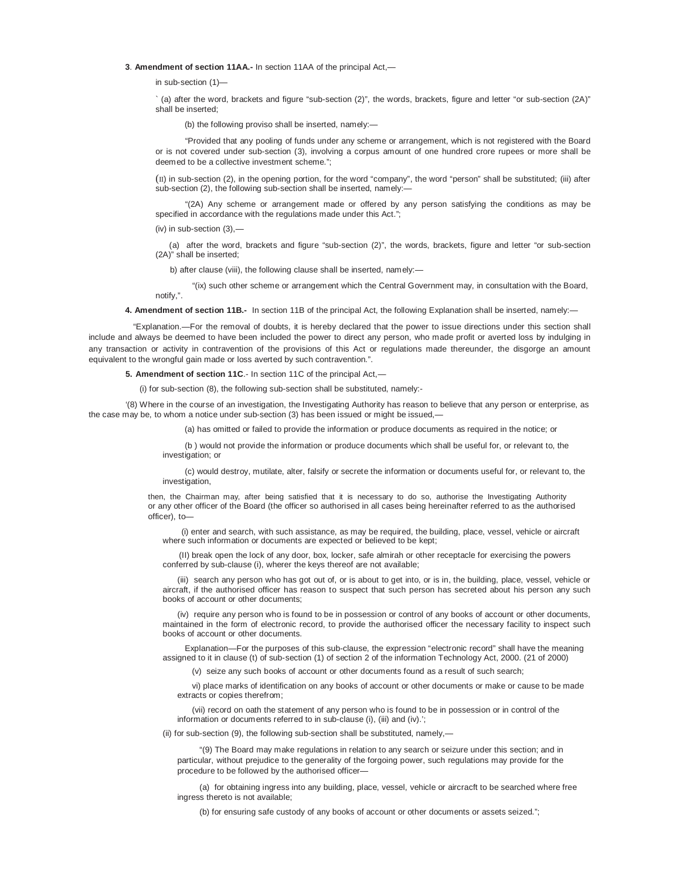**3**. **Amendment of section 11AA.-** In section 11AA of the principal Act,—

in sub-section (1)—

` (a) after the word, brackets and figure "sub-section (2)", the words, brackets, figure and letter "or sub-section (2A)" shall be inserted;

(b) the following proviso shall be inserted, namely:—

"Provided that any pooling of funds under any scheme or arrangement, which is not registered with the Board or is not covered under sub-section (3), involving a corpus amount of one hundred crore rupees or more shall be deemed to be a collective investment scheme.";

(II) in sub-section (2), in the opening portion, for the word "company", the word "person" shall be substituted; (iii) after sub-section (2), the following sub-section shall be inserted, namely:—

"(2A) Any scheme or arrangement made or offered by any person satisfying the conditions as may be specified in accordance with the regulations made under this Act.";

(iv) in sub-section (3),—

(a) after the word, brackets and figure "sub-section (2)", the words, brackets, figure and letter "or sub-section (2A)" shall be inserted;

b) after clause (viii), the following clause shall be inserted, namely:—

"(ix) such other scheme or arrangement which the Central Government may, in consultation with the Board, notify,".

**4. Amendment of section 11B.-** In section 11B of the principal Act, the following Explanation shall be inserted, namely:—

"Explanation.—For the removal of doubts, it is hereby declared that the power to issue directions under this section shall include and always be deemed to have been included the power to direct any person, who made profit or averted loss by indulging in any transaction or activity in contravention of the provisions of this Act or regulations made thereunder, the disgorge an amount equivalent to the wrongful gain made or loss averted by such contravention.".

**5. Amendment of section 11C**.- In section 11C of the principal Act,—

(i) for sub-section (8), the following sub-section shall be substituted, namely:-

'(8) Where in the course of an investigation, the Investigating Authority has reason to believe that any person or enterprise, as the case may be, to whom a notice under sub-section (3) has been issued or might be issued,—

(a) has omitted or failed to provide the information or produce documents as required in the notice; or

(b ) would not provide the information or produce documents which shall be useful for, or relevant to, the investigation; or

(c) would destroy, mutilate, alter, falsify or secrete the information or documents useful for, or relevant to, the investigation,

then, the Chairman may, after being satisfied that it is necessary to do so, authorise the Investigating Authority or any other officer of the Board (the officer so authorised in all cases being hereinafter referred to as the authorised officer), to—

(i) enter and search, with such assistance, as may be required, the building, place, vessel, vehicle or aircraft where such information or documents are expected or believed to be kept;

(II) break open the lock of any door, box, locker, safe almirah or other receptacle for exercising the powers conferred by sub-clause (i), wherer the keys thereof are not available;

(iii) search any person who has got out of, or is about to get into, or is in, the building, place, vessel, vehicle or aircraft, if the authorised officer has reason to suspect that such person has secreted about his person any such books of account or other documents;

(iv) require any person who is found to be in possession or control of any books of account or other documents, maintained in the form of electronic record, to provide the authorised officer the necessary facility to inspect such books of account or other documents.

Explanation—For the purposes of this sub-clause, the expression "electronic record" shall have the meaning assigned to it in clause (t) of sub-section (1) of section 2 of the information Technology Act, 2000. (21 of 2000)

(v) seize any such books of account or other documents found as a result of such search;

vi) place marks of identification on any books of account or other documents or make or cause to be made extracts or copies therefrom;

(vii) record on oath the statement of any person who is found to be in possession or in control of the information or documents referred to in sub-clause (i), (iii) and (iv).';

(ii) for sub-section (9), the following sub-section shall be substituted, namely,—

"(9) The Board may make regulations in relation to any search or seizure under this section; and in particular, without prejudice to the generality of the forgoing power, such regulations may provide for the procedure to be followed by the authorised officer—

(a) for obtaining ingress into any building, place, vessel, vehicle or aircracft to be searched where free ingress thereto is not available;

(b) for ensuring safe custody of any books of account or other documents or assets seized.";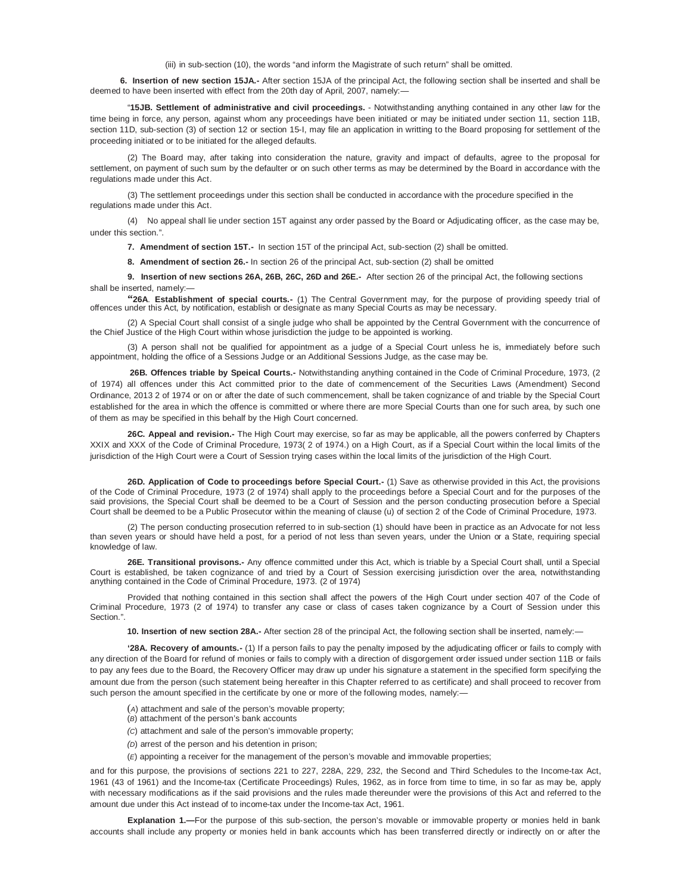(iii) in sub-section (10), the words "and inform the Magistrate of such return" shall be omitted.

**6. Insertion of new section 15JA.-** After section 15JA of the principal Act, the following section shall be inserted and shall be deemed to have been inserted with effect from the 20th day of April, 2007, namely:—

"**15JB. Settlement of administrative and civil proceedings.** - Notwithstanding anything contained in any other law for the time being in force, any person, against whom any proceedings have been initiated or may be initiated under section 11, section 11B, section 11D, sub-section (3) of section 12 or section 15-I, may file an application in writting to the Board proposing for settlement of the proceeding initiated or to be initiated for the alleged defaults.

(2) The Board may, after taking into consideration the nature, gravity and impact of defaults, agree to the proposal for settlement, on payment of such sum by the defaulter or on such other terms as may be determined by the Board in accordance with the regulations made under this Act.

(3) The settlement proceedings under this section shall be conducted in accordance with the procedure specified in the regulations made under this Act.

(4) No appeal shall lie under section 15T against any order passed by the Board or Adjudicating officer, as the case may be, under this section.".

**7. Amendment of section 15T.-** In section 15T of the principal Act, sub-section (2) shall be omitted.

**8. Amendment of section 26.-** In section 26 of the principal Act, sub-section (2) shall be omitted

**9. Insertion of new sections 26A, 26B, 26C, 26D and 26E.-** After section 26 of the principal Act, the following sections shall be inserted, namely:—

"**26A**. **Establishment of special courts.-** (1) The Central Government may, for the purpose of providing speedy trial of offences under this Act, by notification, establish or designate as many Special Courts as may be necessary.

(2) A Special Court shall consist of a single judge who shall be appointed by the Central Government with the concurrence of the Chief Justice of the High Court within whose jurisdiction the judge to be appointed is working.

(3) A person shall not be qualified for appointment as a judge of a Special Court unless he is, immediately before such appointment, holding the office of a Sessions Judge or an Additional Sessions Judge, as the case may be.

**26B. Offences triable by Speical Courts.-** Notwithstanding anything contained in the Code of Criminal Procedure, 1973, (2 of 1974) all offences under this Act committed prior to the date of commencement of the Securities Laws (Amendment) Second Ordinance, 2013 2 of 1974 or on or after the date of such commencement, shall be taken cognizance of and triable by the Special Court established for the area in which the offence is committed or where there are more Special Courts than one for such area, by such one of them as may be specified in this behalf by the High Court concerned.

**26C. Appeal and revision.-** The High Court may exercise, so far as may be applicable, all the powers conferred by Chapters XXIX and XXX of the Code of Criminal Procedure, 1973( 2 of 1974.) on a High Court, as if a Special Court within the local limits of the jurisdiction of the High Court were a Court of Session trying cases within the local limits of the jurisdiction of the High Court.

**26D. Application of Code to proceedings before Special Court.-** (1) Save as otherwise provided in this Act, the provisions of the Code of Criminal Procedure, 1973 (2 of 1974) shall apply to the proceedings before a Special Court and for the purposes of the said provisions, the Special Court shall be deemed to be a Court of Session and the person conducting prosecution before a Special Court shall be deemed to be a Public Prosecutor within the meaning of clause (u) of section 2 of the Code of Criminal Procedure, 1973.

(2) The person conducting prosecution referred to in sub-section (1) should have been in practice as an Advocate for not less than seven years or should have held a post, for a period of not less than seven years, under the Union or a State, requiring special knowledge of law.

**26E. Transitional provisons.-** Any offence committed under this Act, which is triable by a Special Court shall, until a Special Court is established, be taken cognizance of and tried by a Court of Session exercising jurisdiction over the area, notwithstanding anything contained in the Code of Criminal Procedure, 1973. (2 of 1974)

Provided that nothing contained in this section shall affect the powers of the High Court under section 407 of the Code of Criminal Procedure, 1973 (2 of 1974) to transfer any case or class of cases taken cognizance by a Court of Session under this Section.".

**10. Insertion of new section 28A.-** After section 28 of the principal Act, the following section shall be inserted, namely:—

**'28A. Recovery of amounts.-** (1) If a person fails to pay the penalty imposed by the adjudicating officer or fails to comply with any direction of the Board for refund of monies or fails to comply with a direction of disgorgement order issued under section 11B or fails to pay any fees due to the Board, the Recovery Officer may draw up under his signature a statement in the specified form specifying the amount due from the person (such statement being hereafter in this Chapter referred to as certificate) and shall proceed to recover from such person the amount specified in the certificate by one or more of the following modes, namely:—

(*A*) attachment and sale of the person's movable property;

(*B*) attachment of the person's bank accounts

(*C*) attachment and sale of the person's immovable property;

(*D*) arrest of the person and his detention in prison;

(*E*) appointing a receiver for the management of the person's movable and immovable properties;

and for this purpose, the provisions of sections 221 to 227, 228A, 229, 232, the Second and Third Schedules to the Income-tax Act, 1961 (43 of 1961) and the Income-tax (Certificate Proceedings) Rules, 1962, as in force from time to time, in so far as may be, apply with necessary modifications as if the said provisions and the rules made thereunder were the provisions of this Act and referred to the amount due under this Act instead of to income-tax under the Income-tax Act, 1961.

**Explanation 1.—**For the purpose of this sub-section, the person's movable or immovable property or monies held in bank accounts shall include any property or monies held in bank accounts which has been transferred directly or indirectly on or after the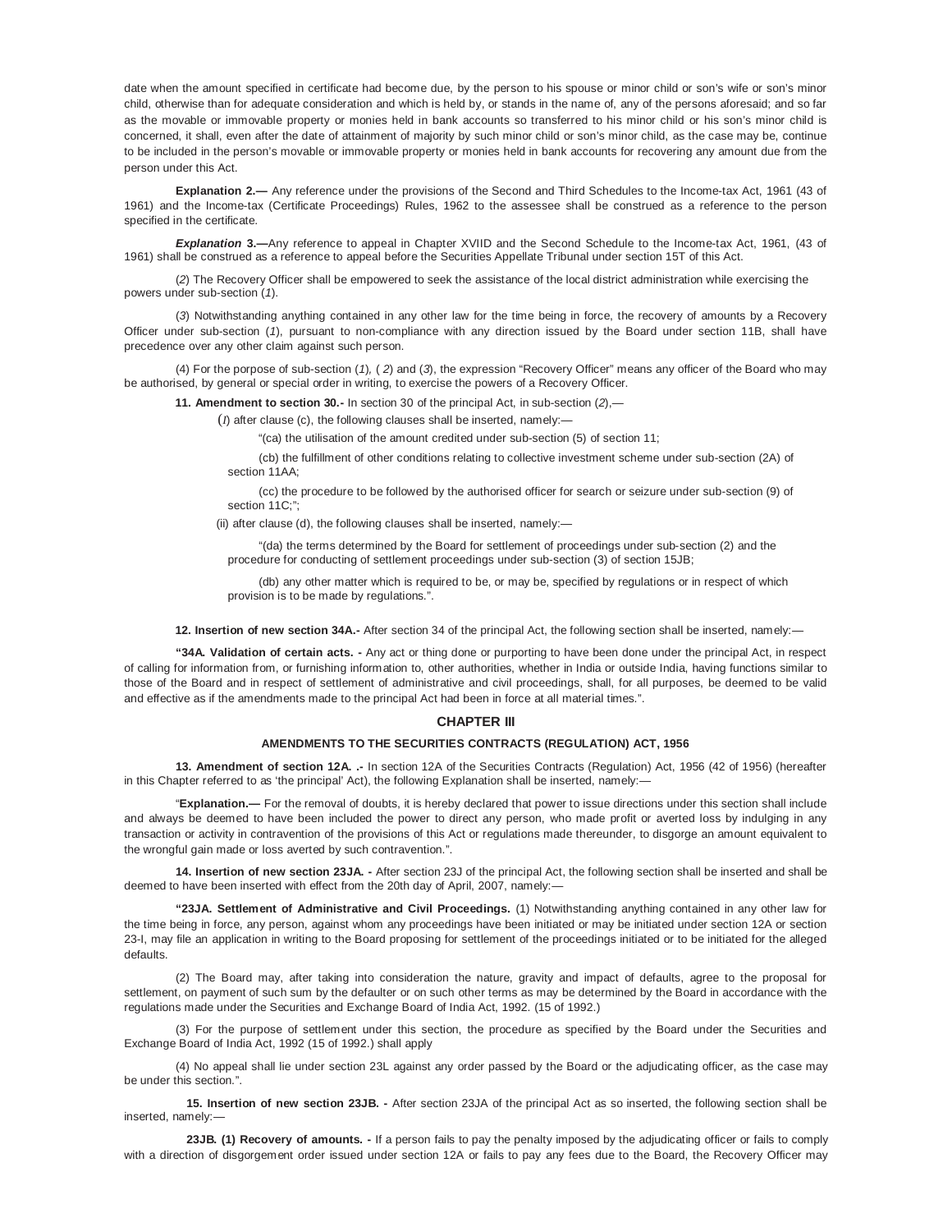date when the amount specified in certificate had become due, by the person to his spouse or minor child or son's wife or son's minor child, otherwise than for adequate consideration and which is held by, or stands in the name of, any of the persons aforesaid; and so far as the movable or immovable property or monies held in bank accounts so transferred to his minor child or his son's minor child is concerned, it shall, even after the date of attainment of majority by such minor child or son's minor child, as the case may be, continue to be included in the person's movable or immovable property or monies held in bank accounts for recovering any amount due from the person under this Act.

**Explanation 2.—** Any reference under the provisions of the Second and Third Schedules to the Income-tax Act, 1961 (43 of 1961) and the Income-tax (Certificate Proceedings) Rules, 1962 to the assessee shall be construed as a reference to the person specified in the certificate.

***Explanation* 3.—**Any reference to appeal in Chapter XVIID and the Second Schedule to the Income-tax Act, 1961, (43 of 1961) shall be construed as a reference to appeal before the Securities Appellate Tribunal under section 15T of this Act.

(*2*) The Recovery Officer shall be empowered to seek the assistance of the local district administration while exercising the powers under sub-section (*1*).

(*3*) Notwithstanding anything contained in any other law for the time being in force, the recovery of amounts by a Recovery Officer under sub-section (*1*), pursuant to non-compliance with any direction issued by the Board under section 11B, shall have precedence over any other claim against such person.

(4) For the purpose of sub-section (*1*), ( *2*) and (*3*), the expression "Recovery Officer" means any officer of the Board who may be authorised, by general or special order in writing, to exercise the powers of a Recovery Officer.

**11. Amendment to section 30.-** In section 30 of the principal Act, in sub-section (*2*),—

(*I*) after clause (c), the following clauses shall be inserted, namely:—

"(ca) the utilisation of the amount credited under sub-section (5) of section 11;

(cb) the fulfillment of other conditions relating to collective investment scheme under sub-section (2A) of section 11AA;

(cc) the procedure to be followed by the authorised officer for search or seizure under sub-section (9) of section 11C;";

(ii) after clause (d), the following clauses shall be inserted, namely:—

"(da) the terms determined by the Board for settlement of proceedings under sub-section (2) and the procedure for conducting of settlement proceedings under sub-section (3) of section 15JB;

(db) any other matter which is required to be, or may be, specified by regulations or in respect of which provision is to be made by regulations.".

**12. Insertion of new section 34A.-** After section 34 of the principal Act, the following section shall be inserted, namely:—

**"34A. Validation of certain acts. -** Any act or thing done or purporting to have been done under the principal Act, in respect of calling for information from, or furnishing information to, other authorities, whether in India or outside India, having functions similar to those of the Board and in respect of settlement of administrative and civil proceedings, shall, for all purposes, be deemed to be valid and effective as if the amendments made to the principal Act had been in force at all material times.".

## CHAPTER III

### AMENDMENTS TO THE SECURITIES CONTRACTS (REGULATION) ACT, 1956

**13. Amendment of section 12A. .-** In section 12A of the Securities Contracts (Regulation) Act, 1956 (42 of 1956) (hereafter in this Chapter referred to as 'the principal' Act), the following Explanation shall be inserted, namely:—

"**Explanation.—** For the removal of doubts, it is hereby declared that power to issue directions under this section shall include and always be deemed to have been included the power to direct any person, who made profit or averted loss by indulging in any transaction or activity in contravention of the provisions of this Act or regulations made thereunder, to disgorge an amount equivalent to the wrongful gain made or loss averted by such contravention.".

**14. Insertion of new section 23JA. -** After section 23J of the principal Act, the following section shall be inserted and shall be deemed to have been inserted with effect from the 20th day of April, 2007, namely:—

**"23JA. Settlement of Administrative and Civil Proceedings.** (1) Notwithstanding anything contained in any other law for the time being in force, any person, against whom any proceedings have been initiated or may be initiated under section 12A or section 23-I, may file an application in writing to the Board proposing for settlement of the proceedings initiated or to be initiated for the alleged defaults.

(2) The Board may, after taking into consideration the nature, gravity and impact of defaults, agree to the proposal for settlement, on payment of such sum by the defaulter or on such other terms as may be determined by the Board in accordance with the regulations made under the Securities and Exchange Board of India Act, 1992. (15 of 1992.)

(3) For the purpose of settlement under this section, the procedure as specified by the Board under the Securities and Exchange Board of India Act, 1992 (15 of 1992.) shall apply

(4) No appeal shall lie under section 23L against any order passed by the Board or the adjudicating officer, as the case may be under this section.".

**15. Insertion of new section 23JB. -** After section 23JA of the principal Act as so inserted, the following section shall be inserted, namely:—

**23JB. (1) Recovery of amounts. -** If a person fails to pay the penalty imposed by the adjudicating officer or fails to comply with a direction of disgorgement order issued under section 12A or fails to pay any fees due to the Board, the Recovery Officer may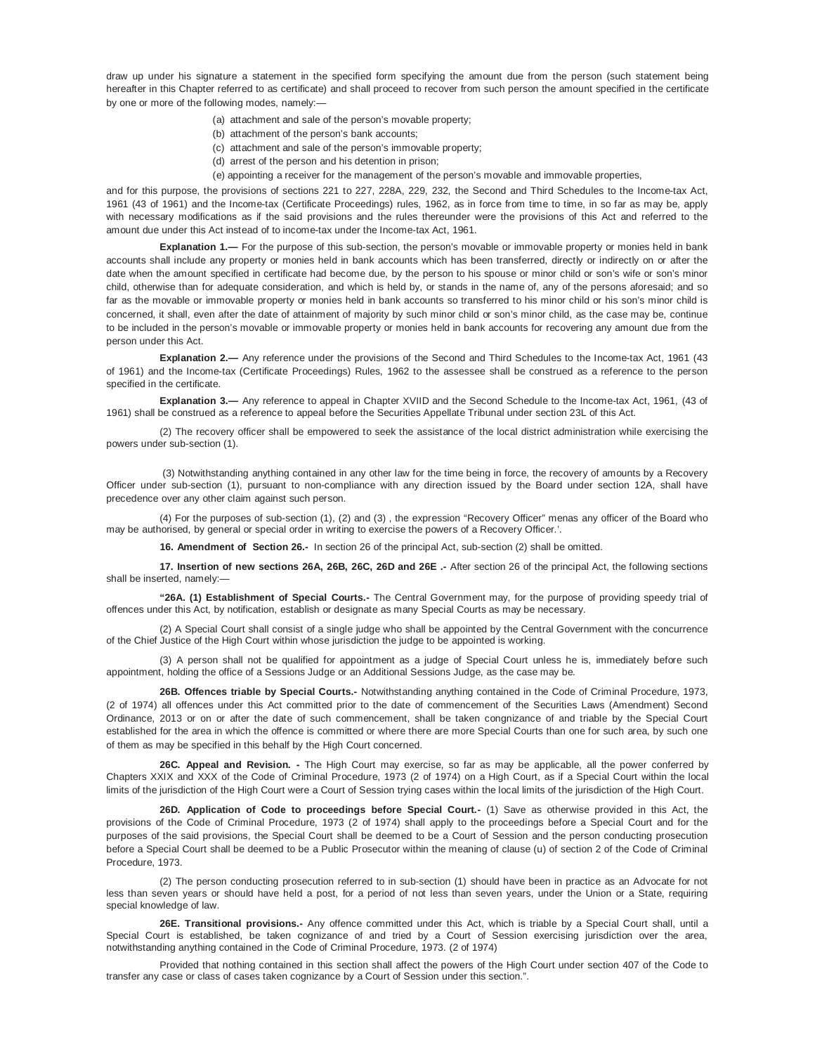draw up under his signature a statement in the specified form specifying the amount due from the person (such statement being hereafter in this Chapter referred to as certificate) and shall proceed to recover from such person the amount specified in the certificate by one or more of the following modes, namely:—

(a) attachment and sale of the person's movable property;

(b) attachment of the person's bank accounts;

(c) attachment and sale of the person's immovable property;

(d) arrest of the person and his detention in prison;

(e) appointing a receiver for the management of the person's movable and immovable properties,

and for this purpose, the provisions of sections 221 to 227, 228A, 229, 232, the Second and Third Schedules to the Income-tax Act, 1961 (43 of 1961) and the Income-tax (Certificate Proceedings) rules, 1962, as in force from time to time, in so far as may be, apply with necessary modifications as if the said provisions and the rules thereunder were the provisions of this Act and referred to the amount due under this Act instead of to income-tax under the Income-tax Act, 1961.

**Explanation 1.—** For the purpose of this sub-section, the person's movable or immovable property or monies held in bank accounts shall include any property or monies held in bank accounts which has been transferred, directly or indirectly on or after the date when the amount specified in certificate had become due, by the person to his spouse or minor child or son's wife or son's minor child, otherwise than for adequate consideration, and which is held by, or stands in the name of, any of the persons aforesaid; and so far as the movable or immovable property or monies held in bank accounts so transferred to his minor child or his son's minor child is concerned, it shall, even after the date of attainment of majority by such minor child or son's minor child, as the case may be, continue to be included in the person's movable or immovable property or monies held in bank accounts for recovering any amount due from the person under this Act.

**Explanation 2.—** Any reference under the provisions of the Second and Third Schedules to the Income-tax Act, 1961 (43 of 1961) and the Income-tax (Certificate Proceedings) Rules, 1962 to the assessee shall be construed as a reference to the person specified in the certificate.

**Explanation 3.—** Any reference to appeal in Chapter XVIID and the Second Schedule to the Income-tax Act, 1961, (43 of 1961) shall be construed as a reference to appeal before the Securities Appellate Tribunal under section 23L of this Act.

(2) The recovery officer shall be empowered to seek the assistance of the local district administration while exercising the powers under sub-section (1).

(3) Notwithstanding anything contained in any other law for the time being in force, the recovery of amounts by a Recovery Officer under sub-section (1), pursuant to non-compliance with any direction issued by the Board under section 12A, shall have precedence over any other claim against such person.

(4) For the purposes of sub-section (1), (2) and (3) , the expression "Recovery Officer" menas any officer of the Board who may be authorised, by general or special order in writing to exercise the powers of a Recovery Officer.'.

**16. Amendment of Section 26.-** In section 26 of the principal Act, sub-section (2) shall be omitted.

**17. Insertion of new sections 26A, 26B, 26C, 26D and 26E .-** After section 26 of the principal Act, the following sections shall be inserted, namely:—

**"26A. (1) Establishment of Special Courts.-** The Central Government may, for the purpose of providing speedy trial of offences under this Act, by notification, establish or designate as many Special Courts as may be necessary.

(2) A Special Court shall consist of a single judge who shall be appointed by the Central Government with the concurrence of the Chief Justice of the High Court within whose jurisdiction the judge to be appointed is working.

(3) A person shall not be qualified for appointment as a judge of Special Court unless he is, immediately before such appointment, holding the office of a Sessions Judge or an Additional Sessions Judge, as the case may be.

**26B. Offences triable by Special Courts.-** Notwithstanding anything contained in the Code of Criminal Procedure, 1973, (2 of 1974) all offences under this Act committed prior to the date of commencement of the Securities Laws (Amendment) Second Ordinance, 2013 or on or after the date of such commencement, shall be taken congnizance of and triable by the Special Court established for the area in which the offence is committed or where there are more Special Courts than one for such area, by such one of them as may be specified in this behalf by the High Court concerned.

**26C. Appeal and Revision. -** The High Court may exercise, so far as may be applicable, all the power conferred by Chapters XXIX and XXX of the Code of Criminal Procedure, 1973 (2 of 1974) on a High Court, as if a Special Court within the local limits of the jurisdiction of the High Court were a Court of Session trying cases within the local limits of the jurisdiction of the High Court.

**26D. Application of Code to proceedings before Special Court.-** (1) Save as otherwise provided in this Act, the provisions of the Code of Criminal Procedure, 1973 (2 of 1974) shall apply to the proceedings before a Special Court and for the purposes of the said provisions, the Special Court shall be deemed to be a Court of Session and the person conducting prosecution before a Special Court shall be deemed to be a Public Prosecutor within the meaning of clause (u) of section 2 of the Code of Criminal Procedure, 1973.

(2) The person conducting prosecution referred to in sub-section (1) should have been in practice as an Advocate for not less than seven years or should have held a post, for a period of not less than seven years, under the Union or a State, requiring special knowledge of law.

**26E. Transitional provisions.-** Any offence committed under this Act, which is triable by a Special Court shall, until a Special Court is established, be taken cognizance of and tried by a Court of Session exercising jurisdiction over the area, notwithstanding anything contained in the Code of Criminal Procedure, 1973. (2 of 1974)

Provided that nothing contained in this section shall affect the powers of the High Court under section 407 of the Code to transfer any case or class of cases taken cognizance by a Court of Session under this section.".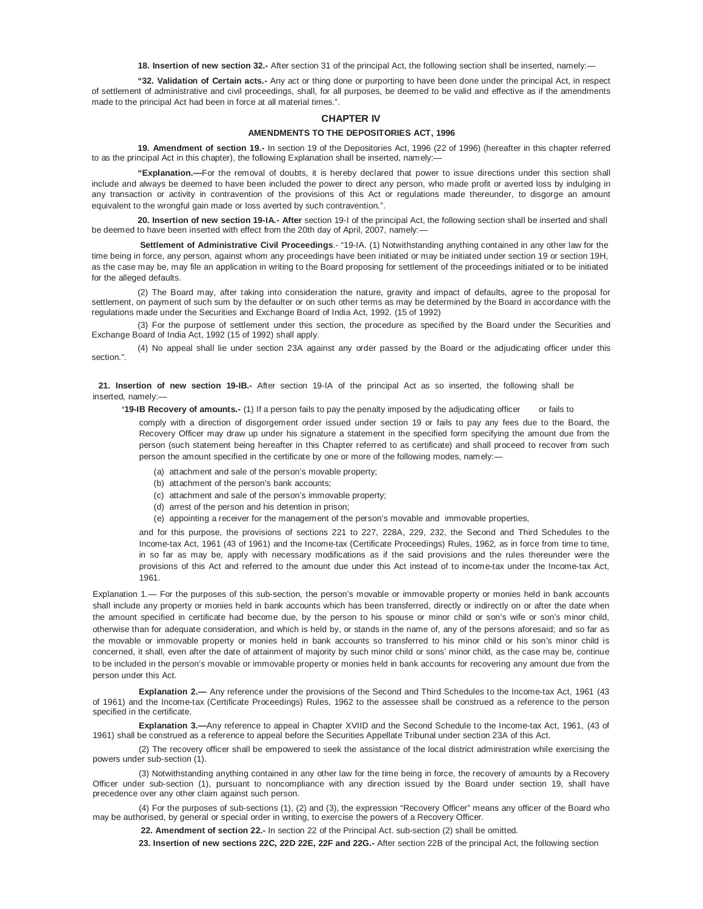**18. Insertion of new section 32.-** After section 31 of the principal Act, the following section shall be inserted, namely:—

**"32. Validation of Certain acts.-** Any act or thing done or purporting to have been done under the principal Act, in respect of settlement of administrative and civil proceedings, shall, for all purposes, be deemed to be valid and effective as if the amendments made to the principal Act had been in force at all material times.".

## CHAPTER IV

### AMENDMENTS TO THE DEPOSITORIES ACT, 1996

**19. Amendment of section 19.-** In section 19 of the Depositories Act, 1996 (22 of 1996) (hereafter in this chapter referred to as the principal Act in this chapter), the following Explanation shall be inserted, namely:—

**"Explanation.—**For the removal of doubts, it is hereby declared that power to issue directions under this section shall include and always be deemed to have been included the power to direct any person, who made profit or averted loss by indulging in any transaction or activity in contravention of the provisions of this Act or regulations made thereunder, to disgorge an amount equivalent to the wrongful gain made or loss averted by such contravention.".

**20. Insertion of new section 19-IA.- After** section 19-I of the principal Act, the following section shall be inserted and shall be deemed to have been inserted with effect from the 20th day of April, 2007, namely:—

**Settlement of Administrative Civil Proceedings**.- "19-IA. (1) Notwithstanding anything contained in any other law for the time being in force, any person, against whom any proceedings have been initiated or may be initiated under section 19 or section 19H, as the case may be, may file an application in writing to the Board proposing for settlement of the proceedings initiated or to be initiated for the alleged defaults.

(2) The Board may, after taking into consideration the nature, gravity and impact of defaults, agree to the proposal for settlement, on payment of such sum by the defaulter or on such other terms as may be determined by the Board in accordance with the regulations made under the Securities and Exchange Board of India Act, 1992. (15 of 1992)

(3) For the purpose of settlement under this section, the procedure as specified by the Board under the Securities and Exchange Board of India Act, 1992 (15 of 1992) shall apply.

(4) No appeal shall lie under section 23A against any order passed by the Board or the adjudicating officer under this section.".

**21. Insertion of new section 19-IB.-** After section 19-IA of the principal Act as so inserted, the following shall be inserted, namely:—

**'19-IB Recovery of amounts.-** (1) If a person fails to pay the penalty imposed by the adjudicating officer or fails to comply with a direction of disgorgement order issued under section 19 or fails to pay any fees due to the Board, the Recovery Officer may draw up under his signature a statement in the specified form specifying the amount due from the person (such statement being hereafter in this Chapter referred to as certificate) and shall proceed to recover from such person the amount specified in the certificate by one or more of the following modes, namely:—

(a) attachment and sale of the person's movable property;
(b) attachment of the person's bank accounts;
(c) attachment and sale of the person's immovable property;
(d) arrest of the person and his detention in prison;
(e) appointing a receiver for the management of the person's movable and immovable properties,

and for this purpose, the provisions of sections 221 to 227, 228A, 229, 232, the Second and Third Schedules to the Income-tax Act, 1961 (43 of 1961) and the Income-tax (Certificate Proceedings) Rules, 1962, as in force from time to time, in so far as may be, apply with necessary modifications as if the said provisions and the rules thereunder were the provisions of this Act and referred to the amount due under this Act instead of to income-tax under the Income-tax Act, 1961.

Explanation 1.— For the purposes of this sub-section, the person's movable or immovable property or monies held in bank accounts shall include any property or monies held in bank accounts which has been transferred, directly or indirectly on or after the date when the amount specified in certificate had become due, by the person to his spouse or minor child or son's wife or son's minor child, otherwise than for adequate consideration, and which is held by, or stands in the name of, any of the persons aforesaid; and so far as the movable or immovable property or monies held in bank accounts so transferred to his minor child or his son's minor child is concerned, it shall, even after the date of attainment of majority by such minor child or sons' minor child, as the case may be, continue to be included in the person's movable or immovable property or monies held in bank accounts for recovering any amount due from the person under this Act.

**Explanation 2.—** Any reference under the provisions of the Second and Third Schedules to the Income-tax Act, 1961 (43 of 1961) and the Income-tax (Certificate Proceedings) Rules, 1962 to the assessee shall be construed as a reference to the person specified in the certificate.

**Explanation 3.—**Any reference to appeal in Chapter XVIID and the Second Schedule to the Income-tax Act, 1961, (43 of 1961) shall be construed as a reference to appeal before the Securities Appellate Tribunal under section 23A of this Act.

(2) The recovery officer shall be empowered to seek the assistance of the local district administration while exercising the powers under sub-section (1).

(3) Notwithstanding anything contained in any other law for the time being in force, the recovery of amounts by a Recovery Officer under sub-section (1), pursuant to noncompliance with any direction issued by the Board under section 19, shall have precedence over any other claim against such person.

(4) For the purposes of sub-sections (1), (2) and (3), the expression "Recovery Officer" means any officer of the Board who may be authorised, by general or special order in writing, to exercise the powers of a Recovery Officer.

**22. Amendment of section 22.-** In section 22 of the Principal Act. sub-section (2) shall be omitted.

**23. Insertion of new sections 22C, 22D 22E, 22F and 22G.-** After section 22B of the principal Act, the following section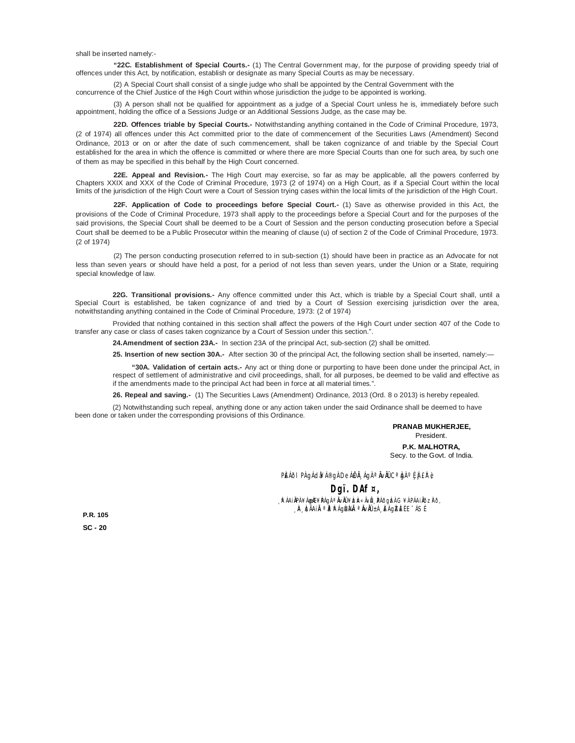shall be inserted namely:-

**"22C. Establishment of Special Courts.-** (1) The Central Government may, for the purpose of providing speedy trial of offences under this Act, by notification, establish or designate as many Special Courts as may be necessary.

(2) A Special Court shall consist of a single judge who shall be appointed by the Central Government with the concurrence of the Chief Justice of the High Court within whose jurisdiction the judge to be appointed is working.

(3) A person shall not be qualified for appointment as a judge of a Special Court unless he is, immediately before such appointment, holding the office of a Sessions Judge or an Additional Sessions Judge, as the case may be.

**22D. Offences triable by Special Courts.-** Notwithstanding anything contained in the Code of Criminal Procedure, 1973, (2 of 1974) all offences under this Act committed prior to the date of commencement of the Securities Laws (Amendment) Second Ordinance, 2013 or on or after the date of such commencement, shall be taken cognizance of and triable by the Special Court established for the area in which the offence is committed or where there are more Special Courts than one for such area, by such one of them as may be specified in this behalf by the High Court concerned.

**22E. Appeal and Revision.-** The High Court may exercise, so far as may be applicable, all the powers conferred by Chapters XXIX and XXX of the Code of Criminal Procedure, 1973 (2 of 1974) on a High Court, as if a Special Court within the local limits of the jurisdiction of the High Court were a Court of Session trying cases within the local limits of the jurisdiction of the High Court.

**22F. Application of Code to proceedings before Special Court.-** (1) Save as otherwise provided in this Act, the provisions of the Code of Criminal Procedure, 1973 shall apply to the proceedings before a Special Court and for the purposes of the said provisions, the Special Court shall be deemed to be a Court of Session and the person conducting prosecution before a Special Court shall be deemed to be a Public Prosecutor within the meaning of clause (u) of section 2 of the Code of Criminal Procedure, 1973. (2 of 1974)

(2) The person conducting prosecution referred to in sub-section (1) should have been in practice as an Advocate for not less than seven years or should have held a post, for a period of not less than seven years, under the Union or a State, requiring special knowledge of law.

**22G. Transitional provisions.-** Any offence committed under this Act, which is triable by a Special Court shall, until a Special Court is established, be taken cognizance of and tried by a Court of Session exercising jurisdiction over the area, notwithstanding anything contained in the Code of Criminal Procedure, 1973: (2 of 1974)

Provided that nothing contained in this section shall affect the powers of the High Court under section 407 of the Code to transfer any case or class of cases taken cognizance by a Court of Session under this section.".

**24. Amendment of section 23A.-** In section 23A of the principal Act, sub-section (2) shall be omitted.

**25. Insertion of new section 30A.-** After section 30 of the principal Act, the following section shall be inserted, namely:—

**"30A. Validation of certain acts.-** Any act or thing done or purporting to have been done under the principal Act, in respect of settlement of administrative and civil proceedings, shall, for all purposes, be deemed to be valid and effective as if the amendments made to the principal Act had been in force at all material times.".

**26. Repeal and saving.-** (1) The Securities Laws (Amendment) Ordinance, 2013 (Ord. 8 o 2013) is hereby repealed.

(2) Notwithstanding such repeal, anything done or any action taken under the said Ordinance shall be deemed to have been done or taken under the corresponding provisions of this Ordinance.

**PRANAB MUKHERJEE,**
President.

**P.K. MALHOTRA,**
Secy. to the Govt. of India.

PÀ£ÁðlPÀ gÁdå¥Á®gÀ DeÉÕAiÀÄ ªÉÄÃgÉUÉ ªÀÄvÀÄÛ CªÀgÀ ºÉ¸Àj£À°è

**Dgï. DAf¤,**

¸ÀPÁðgÀzÀ C¥ÀgÀ PÁAiÀÄðzÀ²ð, ¸ÀA¸À¢ÃAiÀÄ ªÀåªÀºÁgÀUÀ¼ÀÄ ªÀÄvÀÄÛ ±Á¸À£À gÀZÀ£É E¯ÁSÉ

**P.R. 105**

**SC - 20**